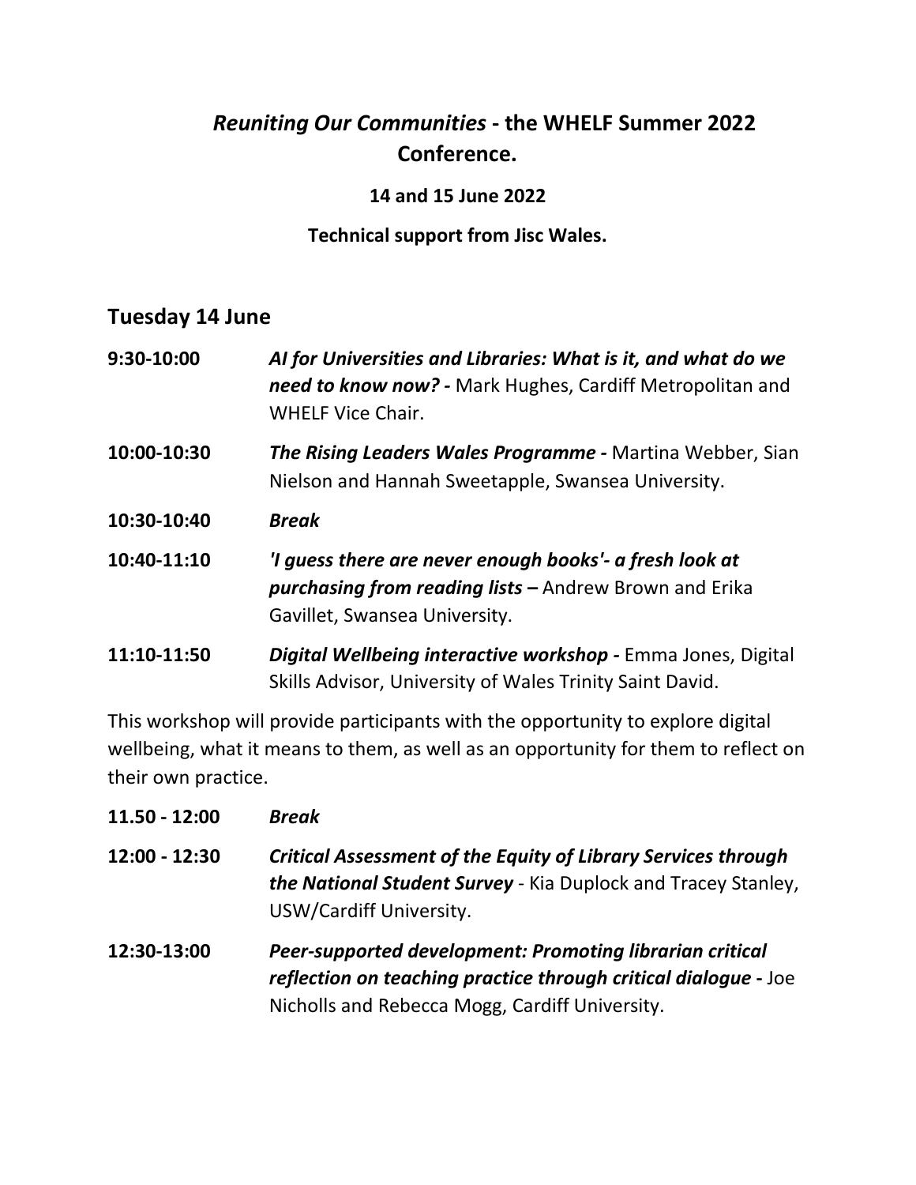# *Reuniting Our Communities* - the WHELF Summer 2022 Conference.

**14 and 15 June 2022**

**Technical support from Jisc Wales.**

## Tuesday 14 June

**9:30-10:00** ***AI for Universities and Libraries: What is it, and what do we need to know now? -*** Mark Hughes, Cardiff Metropolitan and WHELF Vice Chair.

**10:00-10:30** ***The Rising Leaders Wales Programme -*** Martina Webber, Sian Nielson and Hannah Sweetapple, Swansea University.

**10:30-10:40** ***Break***

**10:40-11:10** ***'I guess there are never enough books'- a fresh look at purchasing from reading lists –*** Andrew Brown and Erika Gavillet, Swansea University.

**11:10-11:50** ***Digital Wellbeing interactive workshop -*** Emma Jones, Digital Skills Advisor, University of Wales Trinity Saint David.

This workshop will provide participants with the opportunity to explore digital wellbeing, what it means to them, as well as an opportunity for them to reflect on their own practice.

**11.50 - 12:00** ***Break***

**12:00 - 12:30** ***Critical Assessment of the Equity of Library Services through the National Student Survey*** - Kia Duplock and Tracey Stanley, USW/Cardiff University.

**12:30-13:00** ***Peer-supported development: Promoting librarian critical reflection on teaching practice through critical dialogue -*** Joe Nicholls and Rebecca Mogg, Cardiff University.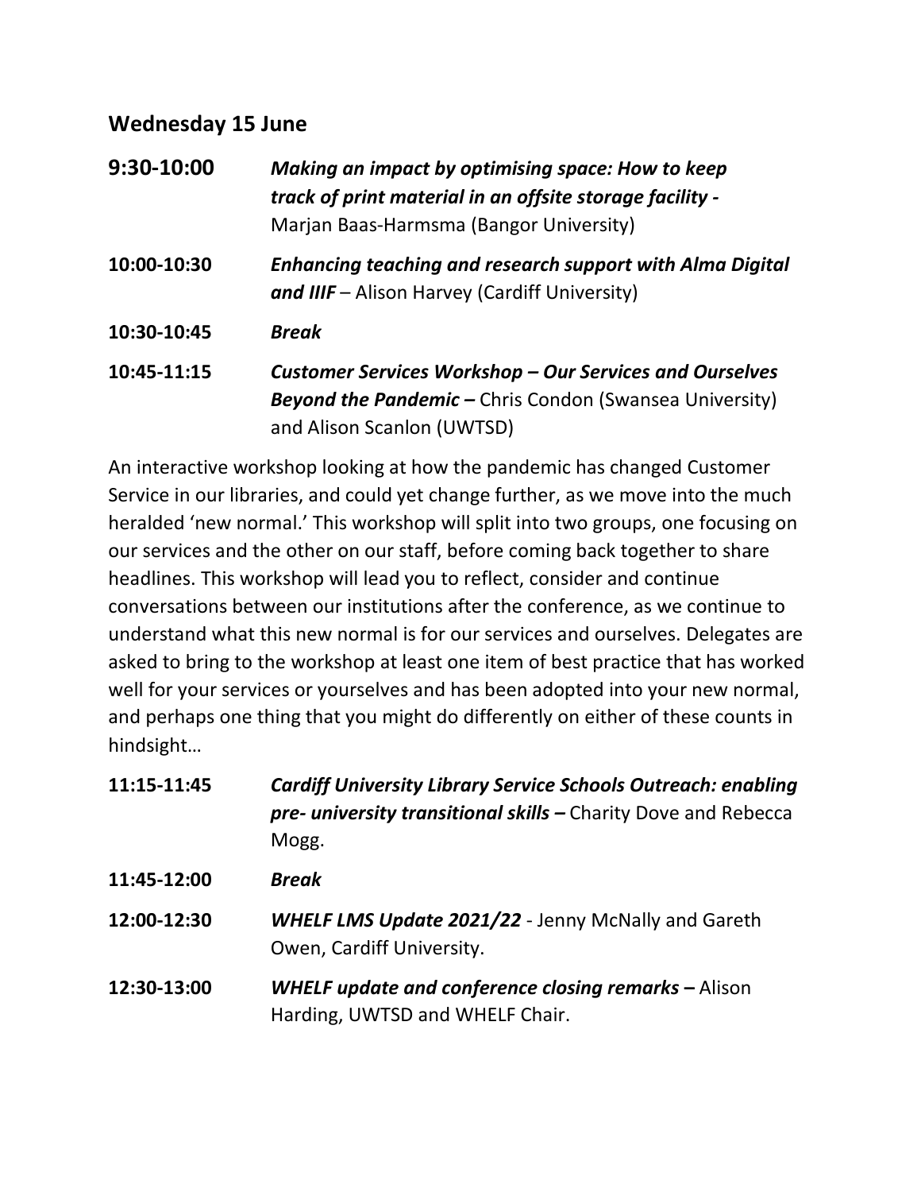## Wednesday 15 June

**9:30-10:00** ***Making an impact by optimising space: How to keep track of print material in an offsite storage facility -*** Marjan Baas-Harmsma (Bangor University)

**10:00-10:30** ***Enhancing teaching and research support with Alma Digital and IIIF*** – Alison Harvey (Cardiff University)

**10:30-10:45** ***Break***

**10:45-11:15** ***Customer Services Workshop – Our Services and Ourselves Beyond the Pandemic –*** Chris Condon (Swansea University) and Alison Scanlon (UWTSD)

An interactive workshop looking at how the pandemic has changed Customer Service in our libraries, and could yet change further, as we move into the much heralded 'new normal.' This workshop will split into two groups, one focusing on our services and the other on our staff, before coming back together to share headlines. This workshop will lead you to reflect, consider and continue conversations between our institutions after the conference, as we continue to understand what this new normal is for our services and ourselves. Delegates are asked to bring to the workshop at least one item of best practice that has worked well for your services or yourselves and has been adopted into your new normal, and perhaps one thing that you might do differently on either of these counts in hindsight…

**11:15-11:45** ***Cardiff University Library Service Schools Outreach: enabling pre- university transitional skills –*** Charity Dove and Rebecca Mogg.

**11:45-12:00** ***Break***

**12:00-12:30** ***WHELF LMS Update 2021/22*** - Jenny McNally and Gareth Owen, Cardiff University.

**12:30-13:00** ***WHELF update and conference closing remarks –*** Alison Harding, UWTSD and WHELF Chair.